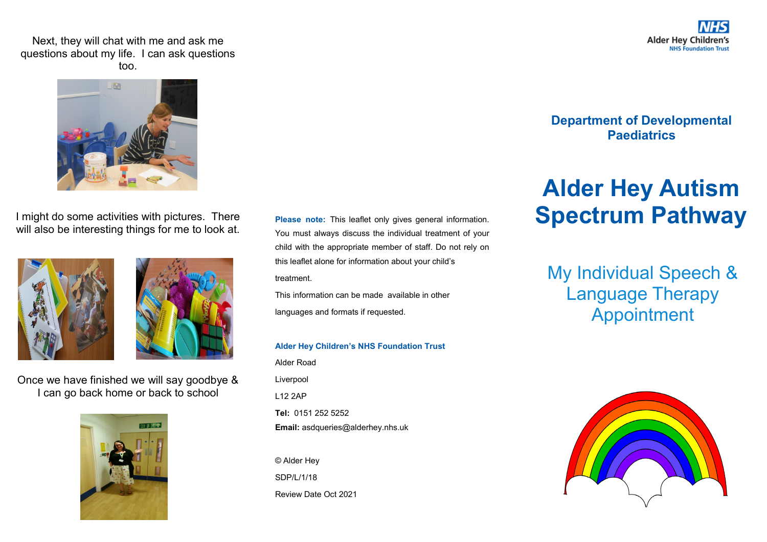Next, they will chat with me and ask me questions about my life. I can ask questions too.

I might do some activities with pictures. There will also be interesting things for me to look at.

Once we have finished we will say goodbye & I can go back home or back to school

**Please note:** This leaflet only gives general information. You must always discuss the individual treatment of your child with the appropriate member of staff. Do not rely on this leaflet alone for information about your child's treatment.

This information can be made available in other languages and formats if requested.

**Alder Hey Children's NHS Foundation Trust**

Alder Road

Liverpool

L12 2AP

**Tel:** 0151 252 5252

**Email:** asdqueries@alderhey.nhs.uk

© Alder Hey

SDP/L/1/18

Review Date Oct 2021

NHS Alder Hey Children's NHS Foundation Trust

## Department of Developmental Paediatrics

# Alder Hey Autism Spectrum Pathway

## My Individual Speech & Language Therapy Appointment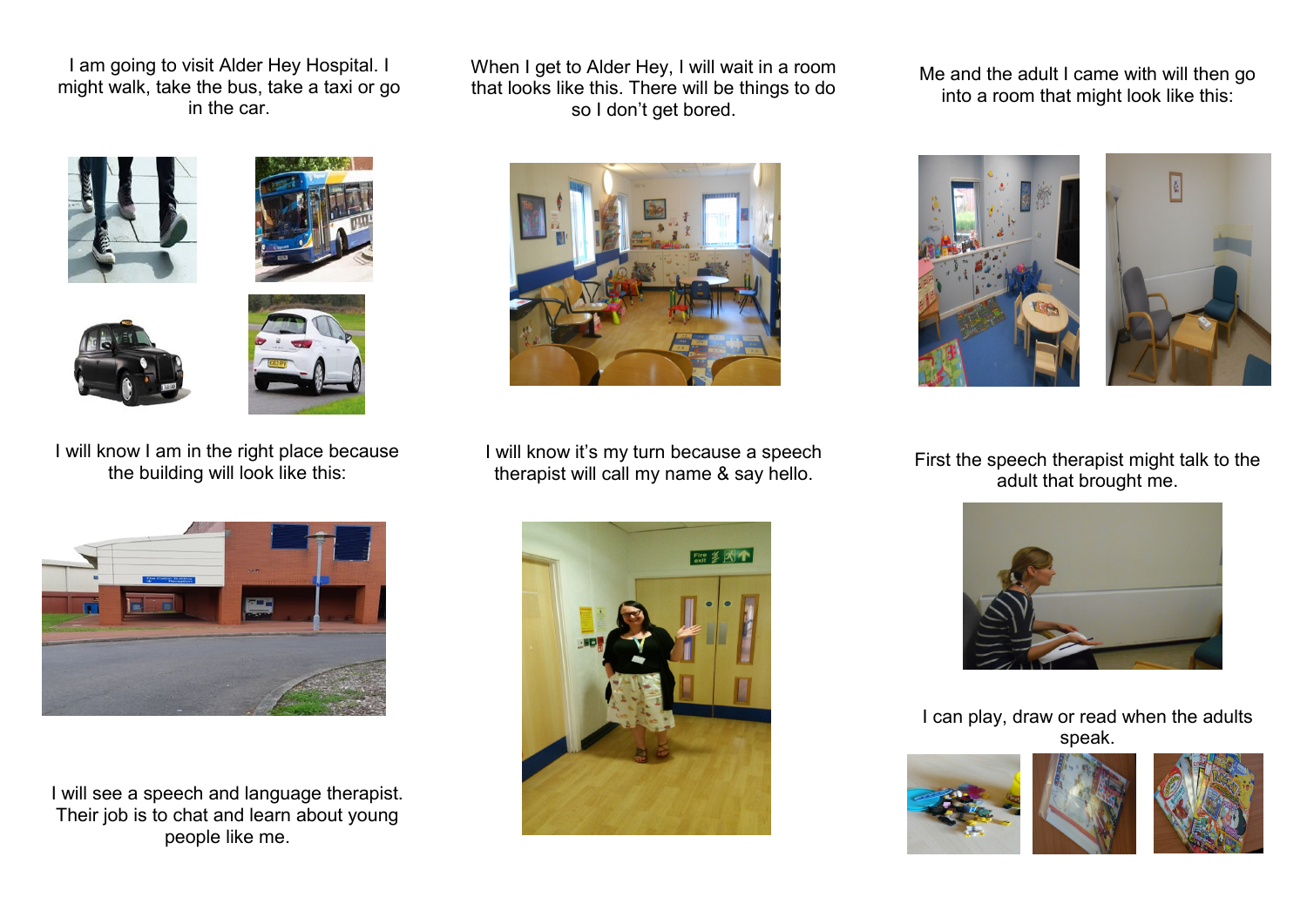I am going to visit Alder Hey Hospital. I might walk, take the bus, take a taxi or go in the car.

I will know I am in the right place because the building will look like this:

I will see a speech and language therapist. Their job is to chat and learn about young people like me.

When I get to Alder Hey, I will wait in a room that looks like this. There will be things to do so I don't get bored.

I will know it's my turn because a speech therapist will call my name & say hello.

Me and the adult I came with will then go into a room that might look like this:

First the speech therapist might talk to the adult that brought me.

I can play, draw or read when the adults speak.